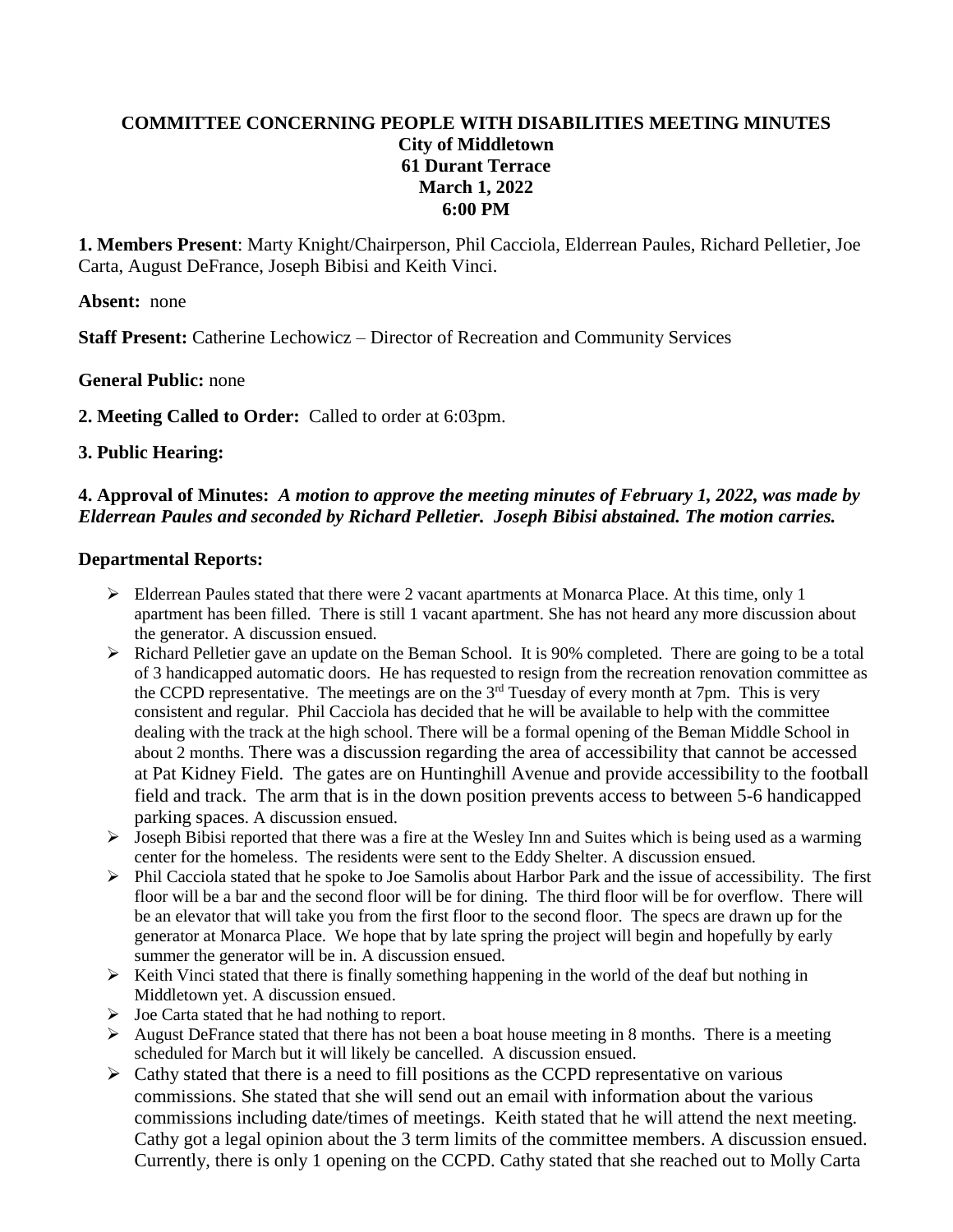# COMMITTEE CONCERNING PEOPLE WITH DISABILITIES MEETING MINUTES
**City of Middletown**
**61 Durant Terrace**
**March 1, 2022**
**6:00 PM**

**1. Members Present**: Marty Knight/Chairperson, Phil Cacciola, Elderrean Paules, Richard Pelletier, Joe Carta, August DeFrance, Joseph Bibisi and Keith Vinci.

**Absent:** none

**Staff Present:** Catherine Lechowicz – Director of Recreation and Community Services

**General Public:** none

**2. Meeting Called to Order:** Called to order at 6:03pm.

**3. Public Hearing:**

**4. Approval of Minutes:** ***A motion to approve the meeting minutes of February 1, 2022, was made by Elderrean Paules and seconded by Richard Pelletier. Joseph Bibisi abstained. The motion carries.***

**Departmental Reports:**

- Elderrean Paules stated that there were 2 vacant apartments at Monarca Place. At this time, only 1 apartment has been filled. There is still 1 vacant apartment. She has not heard any more discussion about the generator. A discussion ensued.
- Richard Pelletier gave an update on the Beman School. It is 90% completed. There are going to be a total of 3 handicapped automatic doors. He has requested to resign from the recreation renovation committee as the CCPD representative. The meetings are on the 3rd Tuesday of every month at 7pm. This is very consistent and regular. Phil Cacciola has decided that he will be available to help with the committee dealing with the track at the high school. There will be a formal opening of the Beman Middle School in about 2 months. There was a discussion regarding the area of accessibility that cannot be accessed at Pat Kidney Field. The gates are on Huntinghill Avenue and provide accessibility to the football field and track. The arm that is in the down position prevents access to between 5-6 handicapped parking spaces. A discussion ensued.
- Joseph Bibisi reported that there was a fire at the Wesley Inn and Suites which is being used as a warming center for the homeless. The residents were sent to the Eddy Shelter. A discussion ensued.
- Phil Cacciola stated that he spoke to Joe Samolis about Harbor Park and the issue of accessibility. The first floor will be a bar and the second floor will be for dining. The third floor will be for overflow. There will be an elevator that will take you from the first floor to the second floor. The specs are drawn up for the generator at Monarca Place. We hope that by late spring the project will begin and hopefully by early summer the generator will be in. A discussion ensued.
- Keith Vinci stated that there is finally something happening in the world of the deaf but nothing in Middletown yet. A discussion ensued.
- Joe Carta stated that he had nothing to report.
- August DeFrance stated that there has not been a boat house meeting in 8 months. There is a meeting scheduled for March but it will likely be cancelled. A discussion ensued.
- Cathy stated that there is a need to fill positions as the CCPD representative on various commissions. She stated that she will send out an email with information about the various commissions including date/times of meetings. Keith stated that he will attend the next meeting. Cathy got a legal opinion about the 3 term limits of the committee members. A discussion ensued. Currently, there is only 1 opening on the CCPD. Cathy stated that she reached out to Molly Carta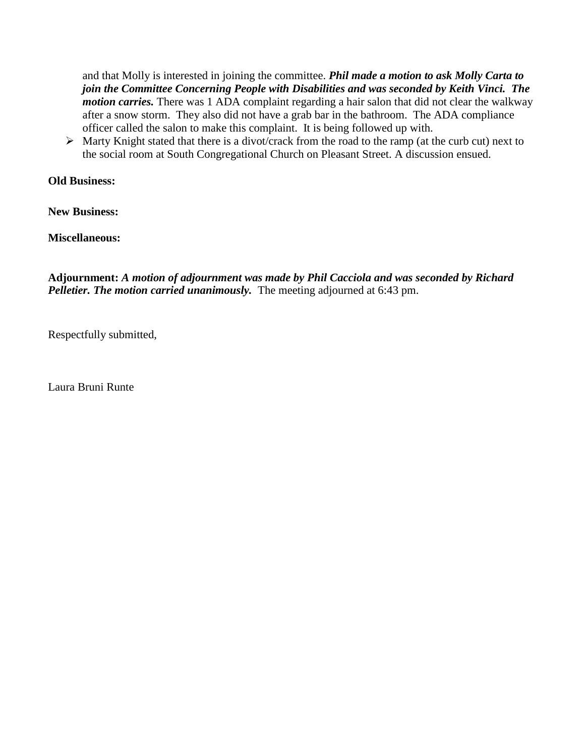and that Molly is interested in joining the committee. ***Phil made a motion to ask Molly Carta to join the Committee Concerning People with Disabilities and was seconded by Keith Vinci. The motion carries.*** There was 1 ADA complaint regarding a hair salon that did not clear the walkway after a snow storm. They also did not have a grab bar in the bathroom. The ADA compliance officer called the salon to make this complaint. It is being followed up with.

- Marty Knight stated that there is a divot/crack from the road to the ramp (at the curb cut) next to the social room at South Congregational Church on Pleasant Street. A discussion ensued.

**Old Business:**

**New Business:**

**Miscellaneous:**

**Adjournment:** ***A motion of adjournment was made by Phil Cacciola and was seconded by Richard Pelletier. The motion carried unanimously.*** The meeting adjourned at 6:43 pm.

Respectfully submitted,

Laura Bruni Runte